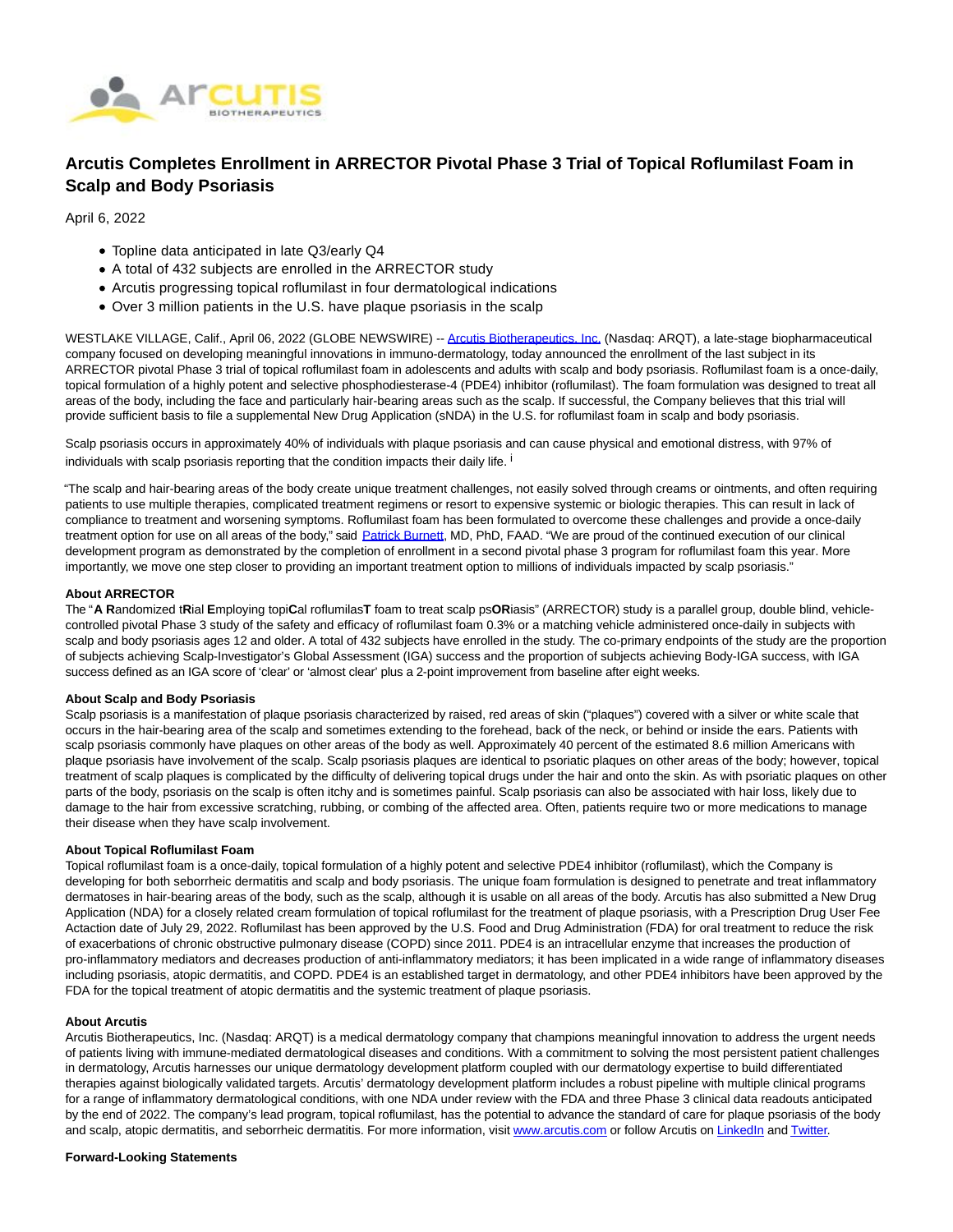# Arcutis Completes Enrollment in ARRECTOR Pivotal Phase 3 Trial of Topical Roflumilast Foam in Scalp and Body Psoriasis

April 6, 2022

- Topline data anticipated in late Q3/early Q4
- A total of 432 subjects are enrolled in the ARRECTOR study
- Arcutis progressing topical roflumilast in four dermatological indications
- Over 3 million patients in the U.S. have plaque psoriasis in the scalp

WESTLAKE VILLAGE, Calif., April 06, 2022 (GLOBE NEWSWIRE) -- Arcutis Biotherapeutics, Inc. (Nasdaq: ARQT), a late-stage biopharmaceutical company focused on developing meaningful innovations in immuno-dermatology, today announced the enrollment of the last subject in its ARRECTOR pivotal Phase 3 trial of topical roflumilast foam in adolescents and adults with scalp and body psoriasis. Roflumilast foam is a once-daily, topical formulation of a highly potent and selective phosphodiesterase-4 (PDE4) inhibitor (roflumilast). The foam formulation was designed to treat all areas of the body, including the face and particularly hair-bearing areas such as the scalp. If successful, the Company believes that this trial will provide sufficient basis to file a supplemental New Drug Application (sNDA) in the U.S. for roflumilast foam in scalp and body psoriasis.

Scalp psoriasis occurs in approximately 40% of individuals with plaque psoriasis and can cause physical and emotional distress, with 97% of individuals with scalp psoriasis reporting that the condition impacts their daily life. [i]

"The scalp and hair-bearing areas of the body create unique treatment challenges, not easily solved through creams or ointments, and often requiring patients to use multiple therapies, complicated treatment regimens or resort to expensive systemic or biologic therapies. This can result in lack of compliance to treatment and worsening symptoms. Roflumilast foam has been formulated to overcome these challenges and provide a once-daily treatment option for use on all areas of the body," said Patrick Burnett, MD, PhD, FAAD. "We are proud of the continued execution of our clinical development program as demonstrated by the completion of enrollment in a second pivotal phase 3 program for roflumilast foam this year. More importantly, we move one step closer to providing an important treatment option to millions of individuals impacted by scalp psoriasis."

**About ARRECTOR**

The "**A R**andomized t**R**ial **E**mploying topi**C**al roflumilas**T** foam to treat scalp ps**OR**iasis" (ARRECTOR) study is a parallel group, double blind, vehicle-controlled pivotal Phase 3 study of the safety and efficacy of roflumilast foam 0.3% or a matching vehicle administered once-daily in subjects with scalp and body psoriasis ages 12 and older. A total of 432 subjects have enrolled in the study. The co-primary endpoints of the study are the proportion of subjects achieving Scalp-Investigator's Global Assessment (IGA) success and the proportion of subjects achieving Body-IGA success, with IGA success defined as an IGA score of 'clear' or 'almost clear' plus a 2-point improvement from baseline after eight weeks.

**About Scalp and Body Psoriasis**

Scalp psoriasis is a manifestation of plaque psoriasis characterized by raised, red areas of skin ("plaques") covered with a silver or white scale that occurs in the hair-bearing area of the scalp and sometimes extending to the forehead, back of the neck, or behind or inside the ears. Patients with scalp psoriasis commonly have plaques on other areas of the body as well. Approximately 40 percent of the estimated 8.6 million Americans with plaque psoriasis have involvement of the scalp. Scalp psoriasis plaques are identical to psoriatic plaques on other areas of the body; however, topical treatment of scalp plaques is complicated by the difficulty of delivering topical drugs under the hair and onto the skin. As with psoriatic plaques on other parts of the body, psoriasis on the scalp is often itchy and is sometimes painful. Scalp psoriasis can also be associated with hair loss, likely due to damage to the hair from excessive scratching, rubbing, or combing of the affected area. Often, patients require two or more medications to manage their disease when they have scalp involvement.

**About Topical Roflumilast Foam**

Topical roflumilast foam is a once-daily, topical formulation of a highly potent and selective PDE4 inhibitor (roflumilast), which the Company is developing for both seborrheic dermatitis and scalp and body psoriasis. The unique foam formulation is designed to penetrate and treat inflammatory dermatoses in hair-bearing areas of the body, such as the scalp, although it is usable on all areas of the body. Arcutis has also submitted a New Drug Application (NDA) for a closely related cream formulation of topical roflumilast for the treatment of plaque psoriasis, with a Prescription Drug User Fee Actaction date of July 29, 2022. Roflumilast has been approved by the U.S. Food and Drug Administration (FDA) for oral treatment to reduce the risk of exacerbations of chronic obstructive pulmonary disease (COPD) since 2011. PDE4 is an intracellular enzyme that increases the production of pro-inflammatory mediators and decreases production of anti-inflammatory mediators; it has been implicated in a wide range of inflammatory diseases including psoriasis, atopic dermatitis, and COPD. PDE4 is an established target in dermatology, and other PDE4 inhibitors have been approved by the FDA for the topical treatment of atopic dermatitis and the systemic treatment of plaque psoriasis.

**About Arcutis**

Arcutis Biotherapeutics, Inc. (Nasdaq: ARQT) is a medical dermatology company that champions meaningful innovation to address the urgent needs of patients living with immune-mediated dermatological diseases and conditions. With a commitment to solving the most persistent patient challenges in dermatology, Arcutis harnesses our unique dermatology development platform coupled with our dermatology expertise to build differentiated therapies against biologically validated targets. Arcutis' dermatology development platform includes a robust pipeline with multiple clinical programs for a range of inflammatory dermatological conditions, with one NDA under review with the FDA and three Phase 3 clinical data readouts anticipated by the end of 2022. The company's lead program, topical roflumilast, has the potential to advance the standard of care for plaque psoriasis of the body and scalp, atopic dermatitis, and seborrheic dermatitis. For more information, visit www.arcutis.com or follow Arcutis on LinkedIn and Twitter.

**Forward-Looking Statements**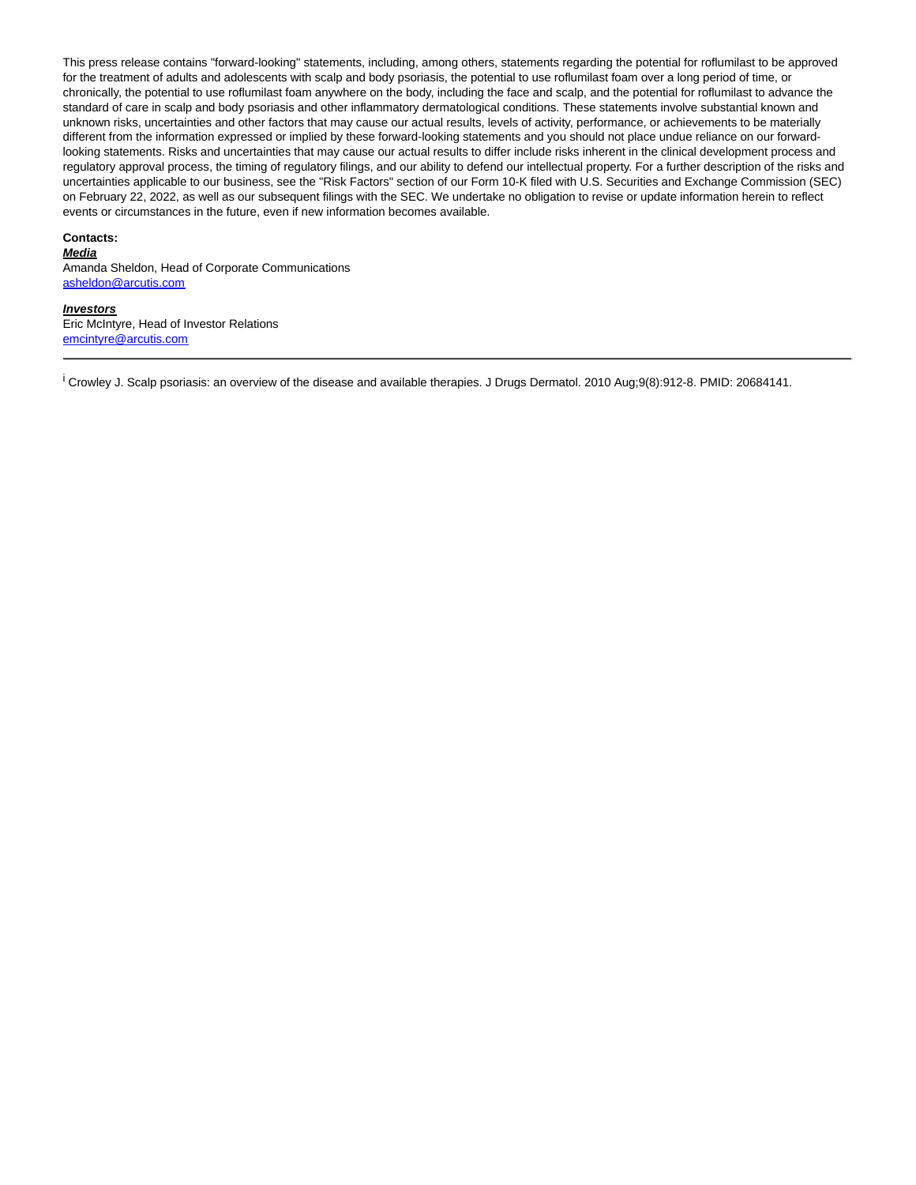This press release contains "forward-looking" statements, including, among others, statements regarding the potential for roflumilast to be approved for the treatment of adults and adolescents with scalp and body psoriasis, the potential to use roflumilast foam over a long period of time, or chronically, the potential to use roflumilast foam anywhere on the body, including the face and scalp, and the potential for roflumilast to advance the standard of care in scalp and body psoriasis and other inflammatory dermatological conditions. These statements involve substantial known and unknown risks, uncertainties and other factors that may cause our actual results, levels of activity, performance, or achievements to be materially different from the information expressed or implied by these forward-looking statements and you should not place undue reliance on our forward-looking statements. Risks and uncertainties that may cause our actual results to differ include risks inherent in the clinical development process and regulatory approval process, the timing of regulatory filings, and our ability to defend our intellectual property. For a further description of the risks and uncertainties applicable to our business, see the "Risk Factors" section of our Form 10-K filed with U.S. Securities and Exchange Commission (SEC) on February 22, 2022, as well as our subsequent filings with the SEC. We undertake no obligation to revise or update information herein to reflect events or circumstances in the future, even if new information becomes available.

**Contacts:**

***Media***
Amanda Sheldon, Head of Corporate Communications
asheldon@arcutis.com

***Investors***
Eric McIntyre, Head of Investor Relations
emcintyre@arcutis.com

---

[i] Crowley J. Scalp psoriasis: an overview of the disease and available therapies. J Drugs Dermatol. 2010 Aug;9(8):912-8. PMID: 20684141.